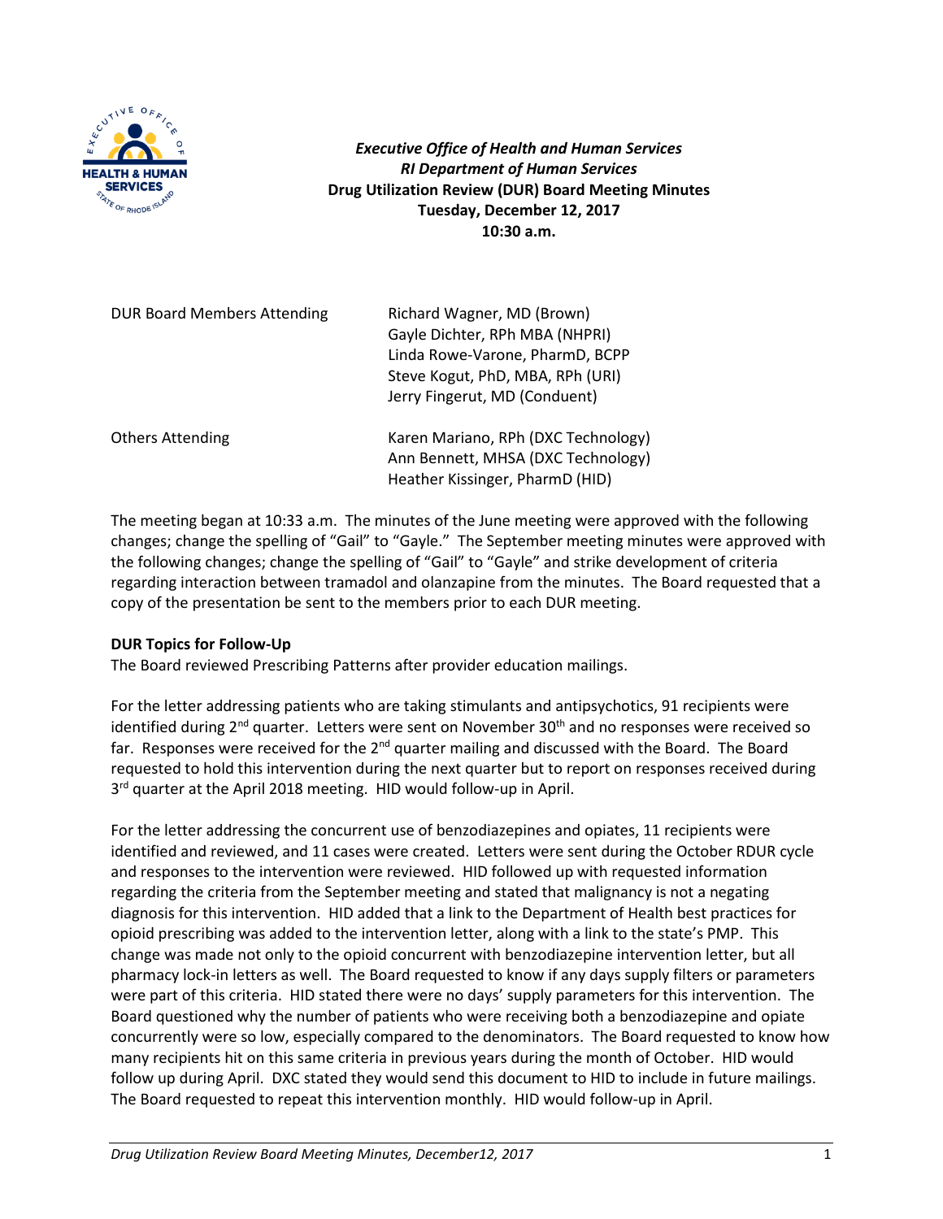***Executive Office of Health and Human Services***
***RI Department of Human Services***
**Drug Utilization Review (DUR) Board Meeting Minutes**
**Tuesday, December 12, 2017**
**10:30 a.m.**

| | |
|---|---|
| DUR Board Members Attending | Richard Wagner, MD (Brown)<br>Gayle Dichter, RPh MBA (NHPRI)<br>Linda Rowe-Varone, PharmD, BCPP<br>Steve Kogut, PhD, MBA, RPh (URI)<br>Jerry Fingerut, MD (Conduent) |
| Others Attending | Karen Mariano, RPh (DXC Technology)<br>Ann Bennett, MHSA (DXC Technology)<br>Heather Kissinger, PharmD (HID) |

The meeting began at 10:33 a.m. The minutes of the June meeting were approved with the following changes; change the spelling of "Gail" to "Gayle." The September meeting minutes were approved with the following changes; change the spelling of "Gail" to "Gayle" and strike development of criteria regarding interaction between tramadol and olanzapine from the minutes. The Board requested that a copy of the presentation be sent to the members prior to each DUR meeting.

**DUR Topics for Follow-Up**

The Board reviewed Prescribing Patterns after provider education mailings.

For the letter addressing patients who are taking stimulants and antipsychotics, 91 recipients were identified during 2nd quarter. Letters were sent on November 30th and no responses were received so far. Responses were received for the 2nd quarter mailing and discussed with the Board. The Board requested to hold this intervention during the next quarter but to report on responses received during 3rd quarter at the April 2018 meeting. HID would follow-up in April.

For the letter addressing the concurrent use of benzodiazepines and opiates, 11 recipients were identified and reviewed, and 11 cases were created. Letters were sent during the October RDUR cycle and responses to the intervention were reviewed. HID followed up with requested information regarding the criteria from the September meeting and stated that malignancy is not a negating diagnosis for this intervention. HID added that a link to the Department of Health best practices for opioid prescribing was added to the intervention letter, along with a link to the state's PMP. This change was made not only to the opioid concurrent with benzodiazepine intervention letter, but all pharmacy lock-in letters as well. The Board requested to know if any days supply filters or parameters were part of this criteria. HID stated there were no days' supply parameters for this intervention. The Board questioned why the number of patients who were receiving both a benzodiazepine and opiate concurrently were so low, especially compared to the denominators. The Board requested to know how many recipients hit on this same criteria in previous years during the month of October. HID would follow up during April. DXC stated they would send this document to HID to include in future mailings. The Board requested to repeat this intervention monthly. HID would follow-up in April.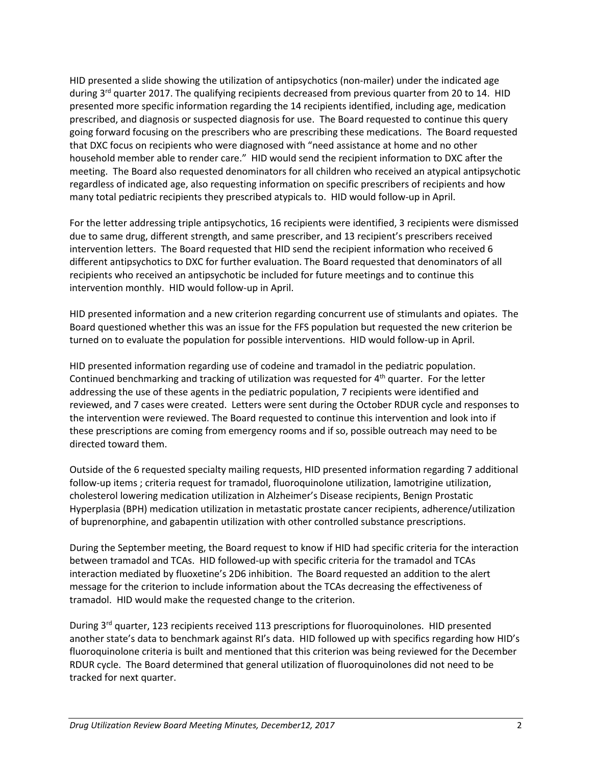HID presented a slide showing the utilization of antipsychotics (non-mailer) under the indicated age during 3rd quarter 2017. The qualifying recipients decreased from previous quarter from 20 to 14. HID presented more specific information regarding the 14 recipients identified, including age, medication prescribed, and diagnosis or suspected diagnosis for use. The Board requested to continue this query going forward focusing on the prescribers who are prescribing these medications. The Board requested that DXC focus on recipients who were diagnosed with "need assistance at home and no other household member able to render care." HID would send the recipient information to DXC after the meeting. The Board also requested denominators for all children who received an atypical antipsychotic regardless of indicated age, also requesting information on specific prescribers of recipients and how many total pediatric recipients they prescribed atypicals to. HID would follow-up in April.

For the letter addressing triple antipsychotics, 16 recipients were identified, 3 recipients were dismissed due to same drug, different strength, and same prescriber, and 13 recipient's prescribers received intervention letters. The Board requested that HID send the recipient information who received 6 different antipsychotics to DXC for further evaluation. The Board requested that denominators of all recipients who received an antipsychotic be included for future meetings and to continue this intervention monthly. HID would follow-up in April.

HID presented information and a new criterion regarding concurrent use of stimulants and opiates. The Board questioned whether this was an issue for the FFS population but requested the new criterion be turned on to evaluate the population for possible interventions. HID would follow-up in April.

HID presented information regarding use of codeine and tramadol in the pediatric population. Continued benchmarking and tracking of utilization was requested for 4th quarter. For the letter addressing the use of these agents in the pediatric population, 7 recipients were identified and reviewed, and 7 cases were created. Letters were sent during the October RDUR cycle and responses to the intervention were reviewed. The Board requested to continue this intervention and look into if these prescriptions are coming from emergency rooms and if so, possible outreach may need to be directed toward them.

Outside of the 6 requested specialty mailing requests, HID presented information regarding 7 additional follow-up items ; criteria request for tramadol, fluoroquinolone utilization, lamotrigine utilization, cholesterol lowering medication utilization in Alzheimer's Disease recipients, Benign Prostatic Hyperplasia (BPH) medication utilization in metastatic prostate cancer recipients, adherence/utilization of buprenorphine, and gabapentin utilization with other controlled substance prescriptions.

During the September meeting, the Board request to know if HID had specific criteria for the interaction between tramadol and TCAs. HID followed-up with specific criteria for the tramadol and TCAs interaction mediated by fluoxetine's 2D6 inhibition. The Board requested an addition to the alert message for the criterion to include information about the TCAs decreasing the effectiveness of tramadol. HID would make the requested change to the criterion.

During 3rd quarter, 123 recipients received 113 prescriptions for fluoroquinolones. HID presented another state's data to benchmark against RI's data. HID followed up with specifics regarding how HID's fluoroquinolone criteria is built and mentioned that this criterion was being reviewed for the December RDUR cycle. The Board determined that general utilization of fluoroquinolones did not need to be tracked for next quarter.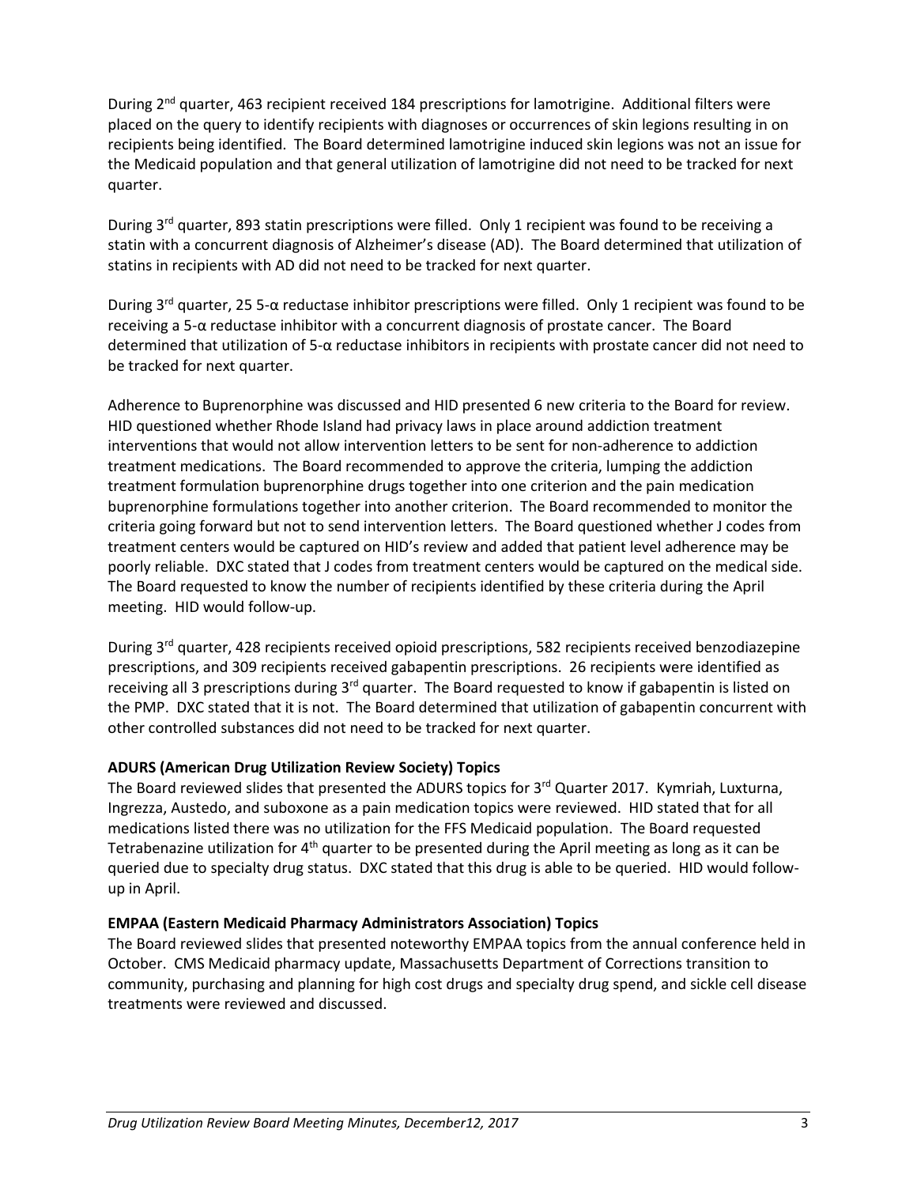During 2nd quarter, 463 recipient received 184 prescriptions for lamotrigine. Additional filters were placed on the query to identify recipients with diagnoses or occurrences of skin legions resulting in on recipients being identified. The Board determined lamotrigine induced skin legions was not an issue for the Medicaid population and that general utilization of lamotrigine did not need to be tracked for next quarter.

During 3rd quarter, 893 statin prescriptions were filled. Only 1 recipient was found to be receiving a statin with a concurrent diagnosis of Alzheimer's disease (AD). The Board determined that utilization of statins in recipients with AD did not need to be tracked for next quarter.

During 3rd quarter, 25 5-α reductase inhibitor prescriptions were filled. Only 1 recipient was found to be receiving a 5-α reductase inhibitor with a concurrent diagnosis of prostate cancer. The Board determined that utilization of 5-α reductase inhibitors in recipients with prostate cancer did not need to be tracked for next quarter.

Adherence to Buprenorphine was discussed and HID presented 6 new criteria to the Board for review. HID questioned whether Rhode Island had privacy laws in place around addiction treatment interventions that would not allow intervention letters to be sent for non-adherence to addiction treatment medications. The Board recommended to approve the criteria, lumping the addiction treatment formulation buprenorphine drugs together into one criterion and the pain medication buprenorphine formulations together into another criterion. The Board recommended to monitor the criteria going forward but not to send intervention letters. The Board questioned whether J codes from treatment centers would be captured on HID's review and added that patient level adherence may be poorly reliable. DXC stated that J codes from treatment centers would be captured on the medical side. The Board requested to know the number of recipients identified by these criteria during the April meeting. HID would follow-up.

During 3rd quarter, 428 recipients received opioid prescriptions, 582 recipients received benzodiazepine prescriptions, and 309 recipients received gabapentin prescriptions. 26 recipients were identified as receiving all 3 prescriptions during 3rd quarter. The Board requested to know if gabapentin is listed on the PMP. DXC stated that it is not. The Board determined that utilization of gabapentin concurrent with other controlled substances did not need to be tracked for next quarter.

**ADURS (American Drug Utilization Review Society) Topics**

The Board reviewed slides that presented the ADURS topics for 3rd Quarter 2017. Kymriah, Luxturna, Ingrezza, Austedo, and suboxone as a pain medication topics were reviewed. HID stated that for all medications listed there was no utilization for the FFS Medicaid population. The Board requested Tetrabenazine utilization for 4th quarter to be presented during the April meeting as long as it can be queried due to specialty drug status. DXC stated that this drug is able to be queried. HID would follow-up in April.

**EMPAA (Eastern Medicaid Pharmacy Administrators Association) Topics**

The Board reviewed slides that presented noteworthy EMPAA topics from the annual conference held in October. CMS Medicaid pharmacy update, Massachusetts Department of Corrections transition to community, purchasing and planning for high cost drugs and specialty drug spend, and sickle cell disease treatments were reviewed and discussed.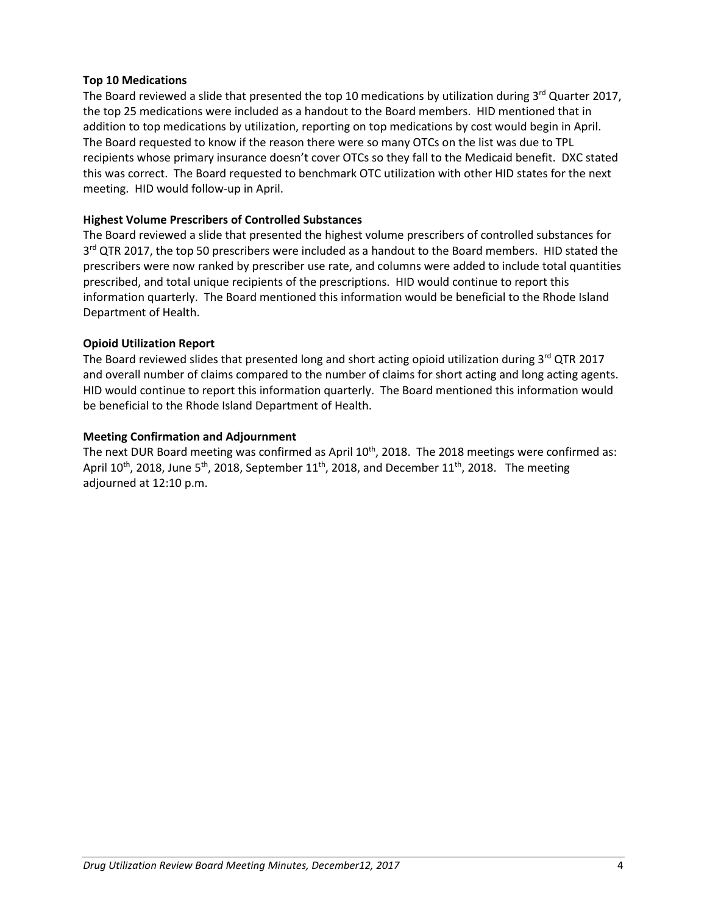### Top 10 Medications

The Board reviewed a slide that presented the top 10 medications by utilization during 3rd Quarter 2017, the top 25 medications were included as a handout to the Board members. HID mentioned that in addition to top medications by utilization, reporting on top medications by cost would begin in April. The Board requested to know if the reason there were so many OTCs on the list was due to TPL recipients whose primary insurance doesn't cover OTCs so they fall to the Medicaid benefit. DXC stated this was correct. The Board requested to benchmark OTC utilization with other HID states for the next meeting. HID would follow-up in April.

### Highest Volume Prescribers of Controlled Substances

The Board reviewed a slide that presented the highest volume prescribers of controlled substances for 3rd QTR 2017, the top 50 prescribers were included as a handout to the Board members. HID stated the prescribers were now ranked by prescriber use rate, and columns were added to include total quantities prescribed, and total unique recipients of the prescriptions. HID would continue to report this information quarterly. The Board mentioned this information would be beneficial to the Rhode Island Department of Health.

### Opioid Utilization Report

The Board reviewed slides that presented long and short acting opioid utilization during 3rd QTR 2017 and overall number of claims compared to the number of claims for short acting and long acting agents. HID would continue to report this information quarterly. The Board mentioned this information would be beneficial to the Rhode Island Department of Health.

### Meeting Confirmation and Adjournment

The next DUR Board meeting was confirmed as April 10th, 2018. The 2018 meetings were confirmed as: April 10th, 2018, June 5th, 2018, September 11th, 2018, and December 11th, 2018. The meeting adjourned at 12:10 p.m.